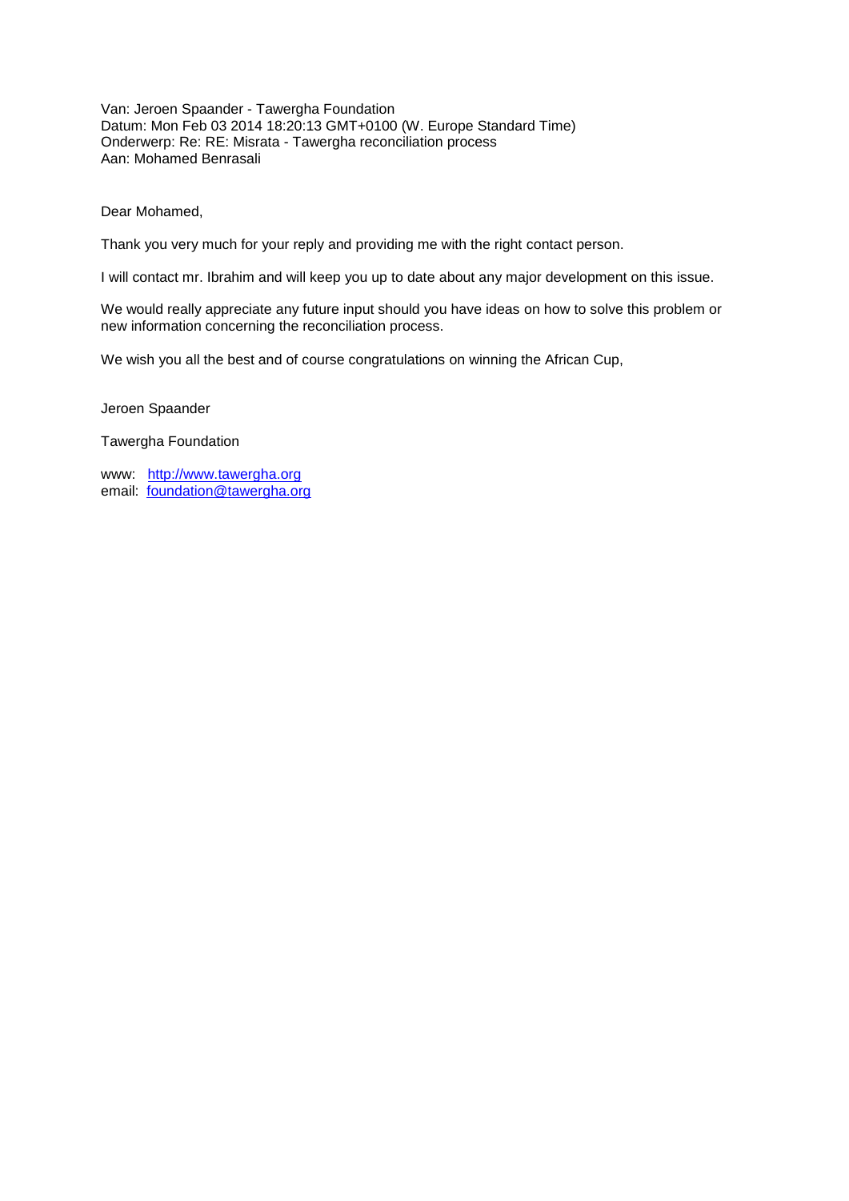Van: Jeroen Spaander - Tawergha Foundation
Datum: Mon Feb 03 2014 18:20:13 GMT+0100 (W. Europe Standard Time)
Onderwerp: Re: RE: Misrata - Tawergha reconciliation process
Aan: Mohamed Benrasali

Dear Mohamed,

Thank you very much for your reply and providing me with the right contact person.

I will contact mr. Ibrahim and will keep you up to date about any major development on this issue.

We would really appreciate any future input should you have ideas on how to solve this problem or new information concerning the reconciliation process.

We wish you all the best and of course congratulations on winning the African Cup,

Jeroen Spaander

Tawergha Foundation

www: http://www.tawergha.org
email: foundation@tawergha.org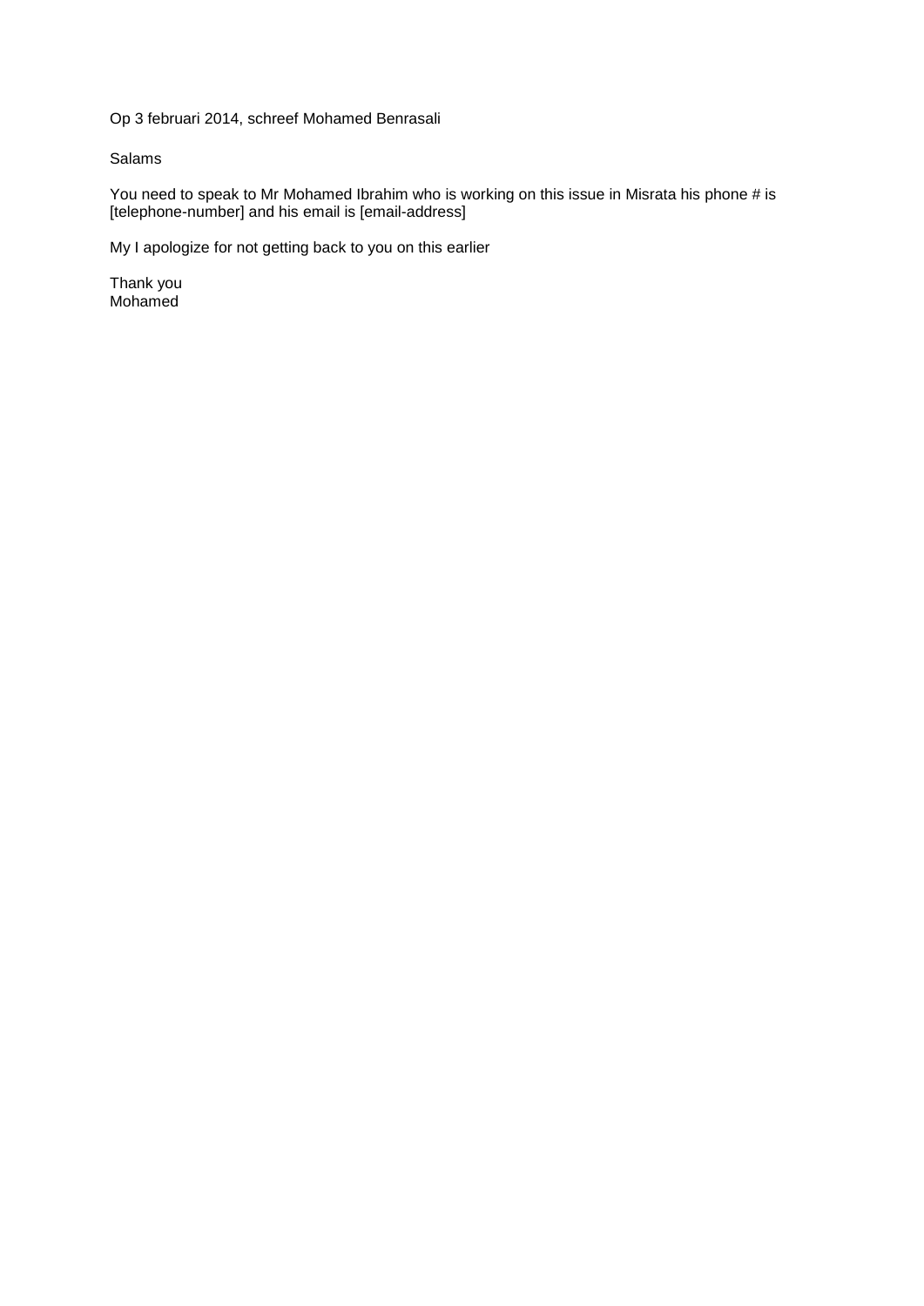Op 3 februari 2014, schreef Mohamed Benrasali

Salams

You need to speak to Mr Mohamed Ibrahim who is working on this issue in Misrata his phone # is [telephone-number] and his email is [email-address]

My I apologize for not getting back to you on this earlier

Thank you
Mohamed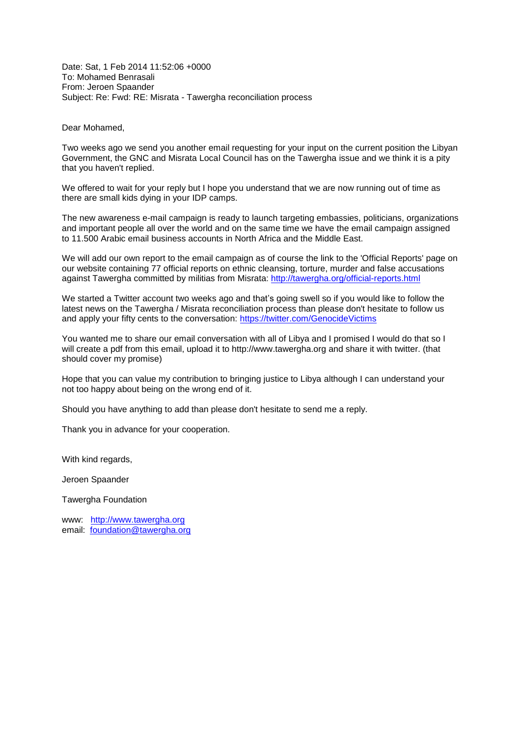Date: Sat, 1 Feb 2014 11:52:06 +0000
To: Mohamed Benrasali
From: Jeroen Spaander
Subject: Re: Fwd: RE: Misrata - Tawergha reconciliation process

Dear Mohamed,

Two weeks ago we send you another email requesting for your input on the current position the Libyan Government, the GNC and Misrata Local Council has on the Tawergha issue and we think it is a pity that you haven't replied.

We offered to wait for your reply but I hope you understand that we are now running out of time as there are small kids dying in your IDP camps.

The new awareness e-mail campaign is ready to launch targeting embassies, politicians, organizations and important people all over the world and on the same time we have the email campaign assigned to 11.500 Arabic email business accounts in North Africa and the Middle East.

We will add our own report to the email campaign as of course the link to the 'Official Reports' page on our website containing 77 official reports on ethnic cleansing, torture, murder and false accusations against Tawergha committed by militias from Misrata: http://tawergha.org/official-reports.html

We started a Twitter account two weeks ago and that's going swell so if you would like to follow the latest news on the Tawergha / Misrata reconciliation process than please don't hesitate to follow us and apply your fifty cents to the conversation: https://twitter.com/GenocideVictims

You wanted me to share our email conversation with all of Libya and I promised I would do that so I will create a pdf from this email, upload it to http://www.tawergha.org and share it with twitter. (that should cover my promise)

Hope that you can value my contribution to bringing justice to Libya although I can understand your not too happy about being on the wrong end of it.

Should you have anything to add than please don't hesitate to send me a reply.

Thank you in advance for your cooperation.

With kind regards,

Jeroen Spaander

Tawergha Foundation

www: http://www.tawergha.org
email: foundation@tawergha.org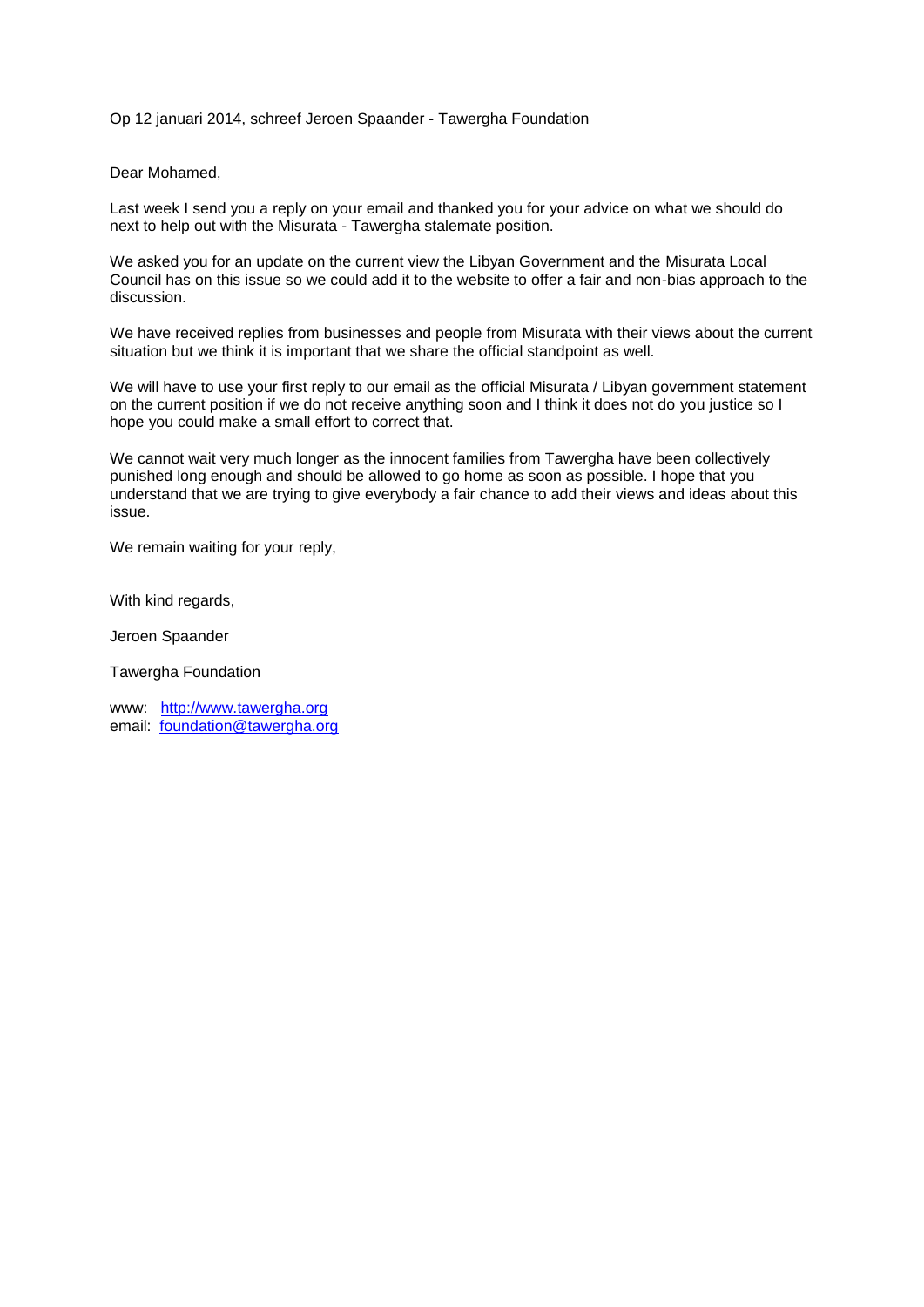Op 12 januari 2014, schreef Jeroen Spaander - Tawergha Foundation

Dear Mohamed,

Last week I send you a reply on your email and thanked you for your advice on what we should do next to help out with the Misurata - Tawergha stalemate position.

We asked you for an update on the current view the Libyan Government and the Misurata Local Council has on this issue so we could add it to the website to offer a fair and non-bias approach to the discussion.

We have received replies from businesses and people from Misurata with their views about the current situation but we think it is important that we share the official standpoint as well.

We will have to use your first reply to our email as the official Misurata / Libyan government statement on the current position if we do not receive anything soon and I think it does not do you justice so I hope you could make a small effort to correct that.

We cannot wait very much longer as the innocent families from Tawergha have been collectively punished long enough and should be allowed to go home as soon as possible. I hope that you understand that we are trying to give everybody a fair chance to add their views and ideas about this issue.

We remain waiting for your reply,

With kind regards,

Jeroen Spaander

Tawergha Foundation

www: [http://www.tawergha.org](http://www.tawergha.org)
email: [foundation@tawergha.org](mailto:foundation@tawergha.org)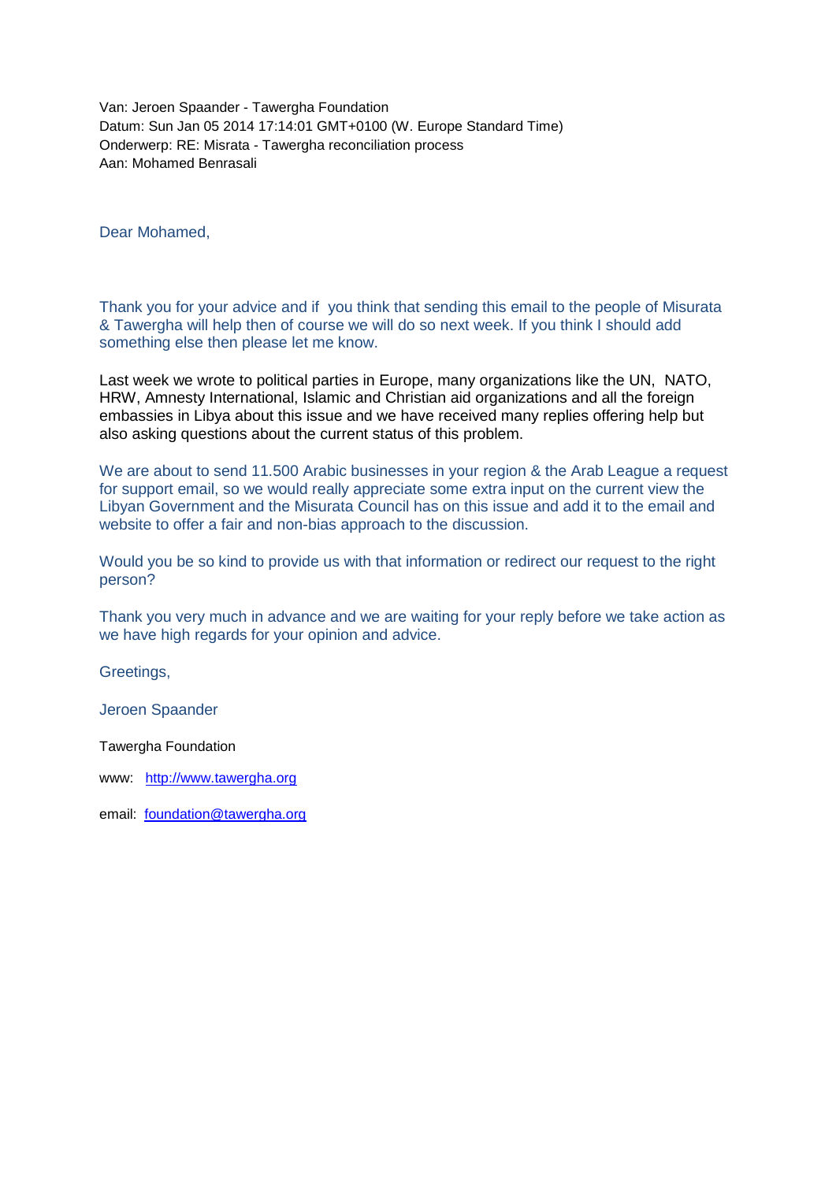Van: Jeroen Spaander - Tawergha Foundation
Datum: Sun Jan 05 2014 17:14:01 GMT+0100 (W. Europe Standard Time)
Onderwerp: RE: Misrata - Tawergha reconciliation process
Aan: Mohamed Benrasali

Dear Mohamed,

Thank you for your advice and if you think that sending this email to the people of Misurata & Tawergha will help then of course we will do so next week. If you think I should add something else then please let me know.

Last week we wrote to political parties in Europe, many organizations like the UN, NATO, HRW, Amnesty International, Islamic and Christian aid organizations and all the foreign embassies in Libya about this issue and we have received many replies offering help but also asking questions about the current status of this problem.

We are about to send 11.500 Arabic businesses in your region & the Arab League a request for support email, so we would really appreciate some extra input on the current view the Libyan Government and the Misurata Council has on this issue and add it to the email and website to offer a fair and non-bias approach to the discussion.

Would you be so kind to provide us with that information or redirect our request to the right person?

Thank you very much in advance and we are waiting for your reply before we take action as we have high regards for your opinion and advice.

Greetings,

Jeroen Spaander

Tawergha Foundation

www: http://www.tawergha.org

email: foundation@tawergha.org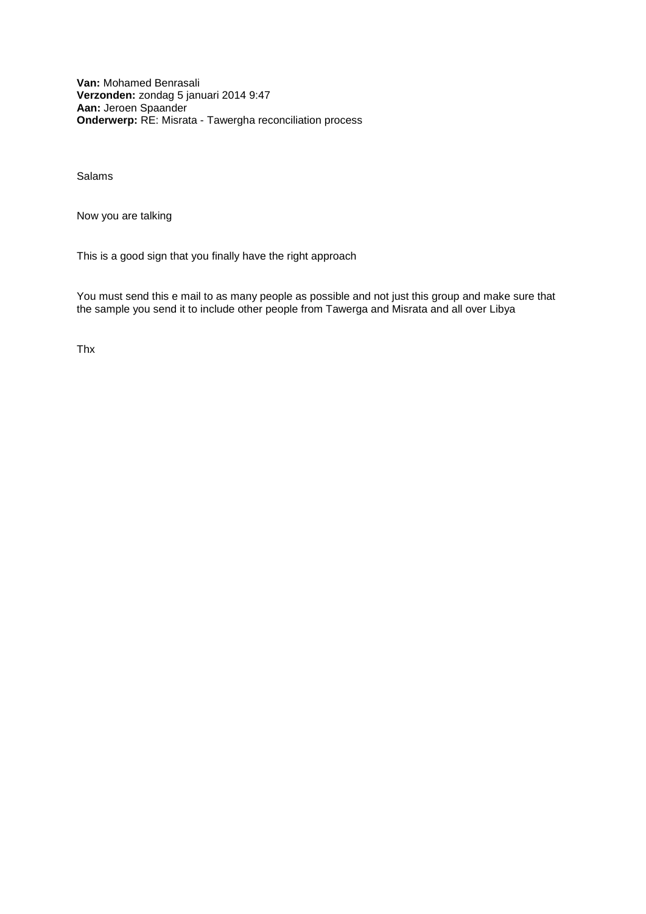**Van:** Mohamed Benrasali
**Verzonden:** zondag 5 januari 2014 9:47
**Aan:** Jeroen Spaander
**Onderwerp:** RE: Misrata - Tawergha reconciliation process

Salams

Now you are talking

This is a good sign that you finally have the right approach

You must send this e mail to as many people as possible and not just this group and make sure that the sample you send it to include other people from Tawerga and Misrata and all over Libya

Thx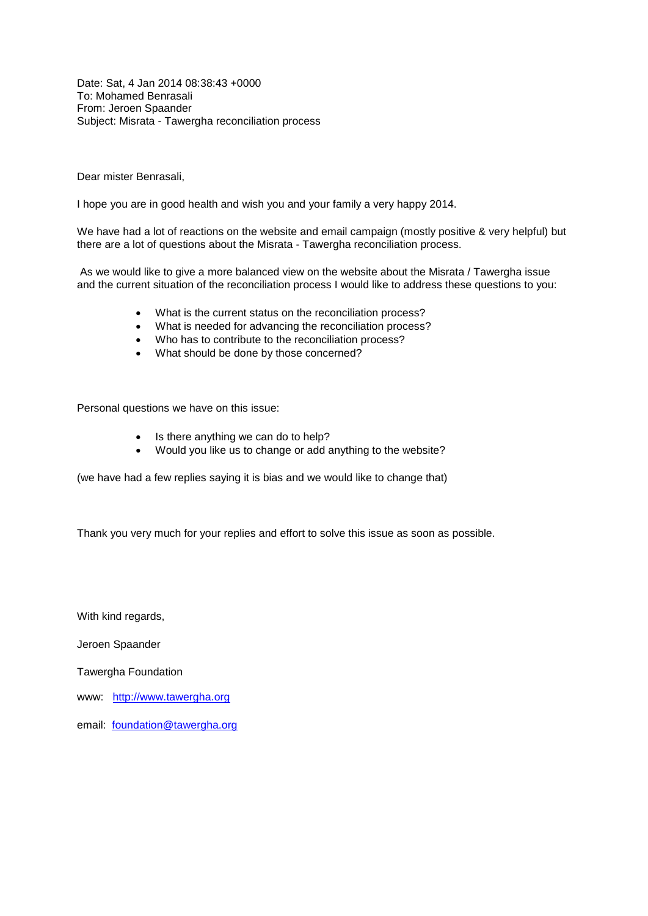Date: Sat, 4 Jan 2014 08:38:43 +0000
To: Mohamed Benrasali
From: Jeroen Spaander
Subject: Misrata - Tawergha reconciliation process

Dear mister Benrasali,

I hope you are in good health and wish you and your family a very happy 2014.

We have had a lot of reactions on the website and email campaign (mostly positive & very helpful) but there are a lot of questions about the Misrata - Tawergha reconciliation process.

As we would like to give a more balanced view on the website about the Misrata / Tawergha issue and the current situation of the reconciliation process I would like to address these questions to you:

- What is the current status on the reconciliation process?
- What is needed for advancing the reconciliation process?
- Who has to contribute to the reconciliation process?
- What should be done by those concerned?

Personal questions we have on this issue:

- Is there anything we can do to help?
- Would you like us to change or add anything to the website?

(we have had a few replies saying it is bias and we would like to change that)

Thank you very much for your replies and effort to solve this issue as soon as possible.

With kind regards,

Jeroen Spaander

Tawergha Foundation

www: [http://www.tawergha.org](http://www.tawergha.org)

email: [foundation@tawergha.org](mailto:foundation@tawergha.org)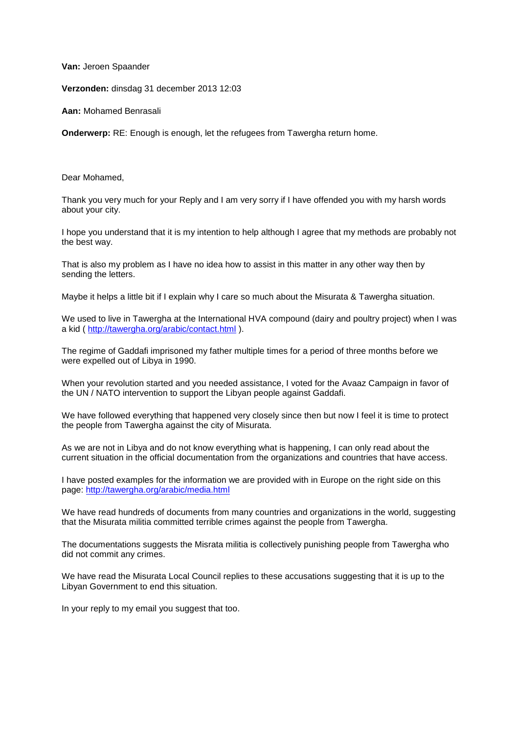**Van:** Jeroen Spaander

**Verzonden:** dinsdag 31 december 2013 12:03

**Aan:** Mohamed Benrasali

**Onderwerp:** RE: Enough is enough, let the refugees from Tawergha return home.

Dear Mohamed,

Thank you very much for your Reply and I am very sorry if I have offended you with my harsh words about your city.

I hope you understand that it is my intention to help although I agree that my methods are probably not the best way.

That is also my problem as I have no idea how to assist in this matter in any other way then by sending the letters.

Maybe it helps a little bit if I explain why I care so much about the Misurata & Tawergha situation.

We used to live in Tawergha at the International HVA compound (dairy and poultry project) when I was a kid ( http://tawergha.org/arabic/contact.html ).

The regime of Gaddafi imprisoned my father multiple times for a period of three months before we were expelled out of Libya in 1990.

When your revolution started and you needed assistance, I voted for the Avaaz Campaign in favor of the UN / NATO intervention to support the Libyan people against Gaddafi.

We have followed everything that happened very closely since then but now I feel it is time to protect the people from Tawergha against the city of Misurata.

As we are not in Libya and do not know everything what is happening, I can only read about the current situation in the official documentation from the organizations and countries that have access.

I have posted examples for the information we are provided with in Europe on the right side on this page: http://tawergha.org/arabic/media.html

We have read hundreds of documents from many countries and organizations in the world, suggesting that the Misurata militia committed terrible crimes against the people from Tawergha.

The documentations suggests the Misrata militia is collectively punishing people from Tawergha who did not commit any crimes.

We have read the Misurata Local Council replies to these accusations suggesting that it is up to the Libyan Government to end this situation.

In your reply to my email you suggest that too.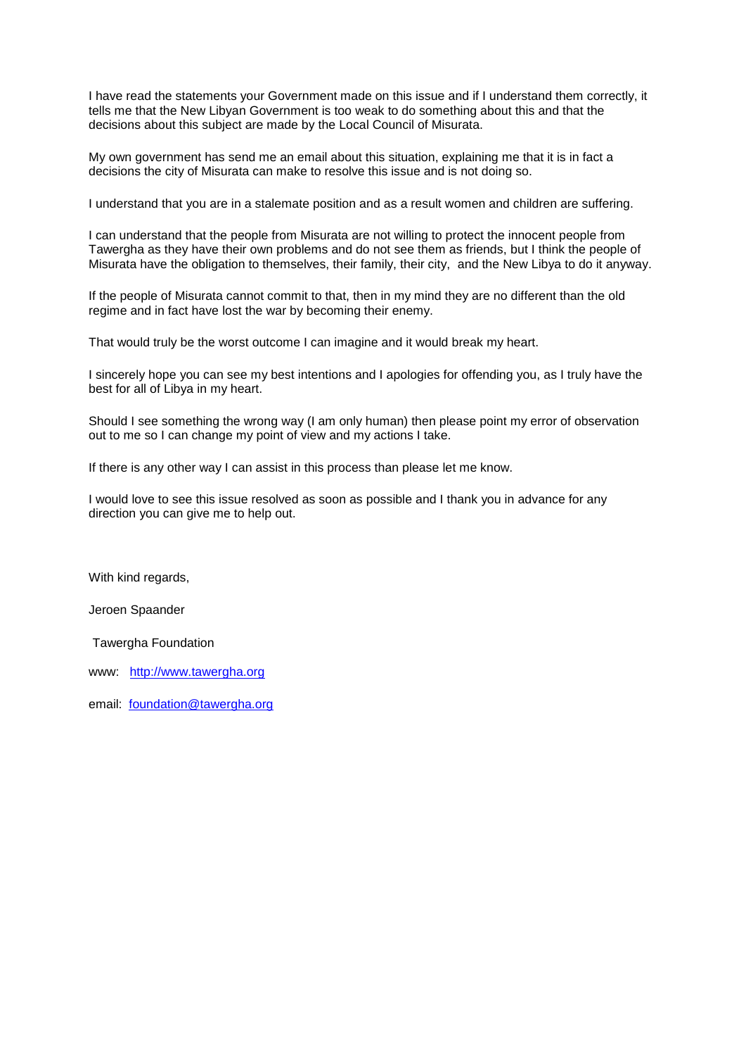I have read the statements your Government made on this issue and if I understand them correctly, it tells me that the New Libyan Government is too weak to do something about this and that the decisions about this subject are made by the Local Council of Misurata.

My own government has send me an email about this situation, explaining me that it is in fact a decisions the city of Misurata can make to resolve this issue and is not doing so.

I understand that you are in a stalemate position and as a result women and children are suffering.

I can understand that the people from Misurata are not willing to protect the innocent people from Tawergha as they have their own problems and do not see them as friends, but I think the people of Misurata have the obligation to themselves, their family, their city, and the New Libya to do it anyway.

If the people of Misurata cannot commit to that, then in my mind they are no different than the old regime and in fact have lost the war by becoming their enemy.

That would truly be the worst outcome I can imagine and it would break my heart.

I sincerely hope you can see my best intentions and I apologies for offending you, as I truly have the best for all of Libya in my heart.

Should I see something the wrong way (I am only human) then please point my error of observation out to me so I can change my point of view and my actions I take.

If there is any other way I can assist in this process than please let me know.

I would love to see this issue resolved as soon as possible and I thank you in advance for any direction you can give me to help out.

With kind regards,

Jeroen Spaander

Tawergha Foundation

www: [http://www.tawergha.org](http://www.tawergha.org)

email: [foundation@tawergha.org](mailto:foundation@tawergha.org)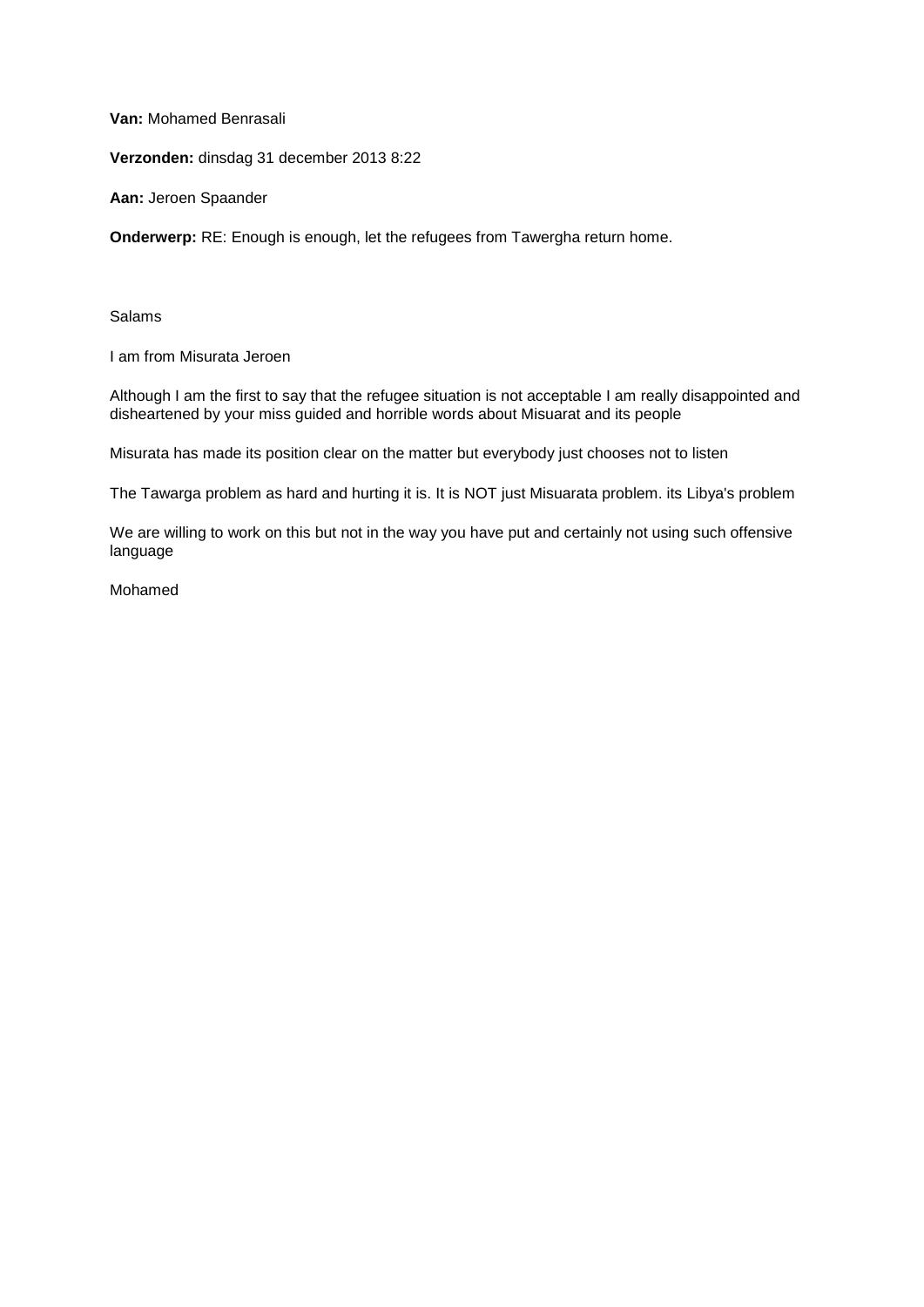**Van:** Mohamed Benrasali

**Verzonden:** dinsdag 31 december 2013 8:22

**Aan:** Jeroen Spaander

**Onderwerp:** RE: Enough is enough, let the refugees from Tawergha return home.

Salams

I am from Misurata Jeroen

Although I am the first to say that the refugee situation is not acceptable I am really disappointed and disheartened by your miss guided and horrible words about Misuarat and its people

Misurata has made its position clear on the matter but everybody just chooses not to listen

The Tawarga problem as hard and hurting it is. It is NOT just Misuarata problem. its Libya's problem

We are willing to work on this but not in the way you have put and certainly not using such offensive language

Mohamed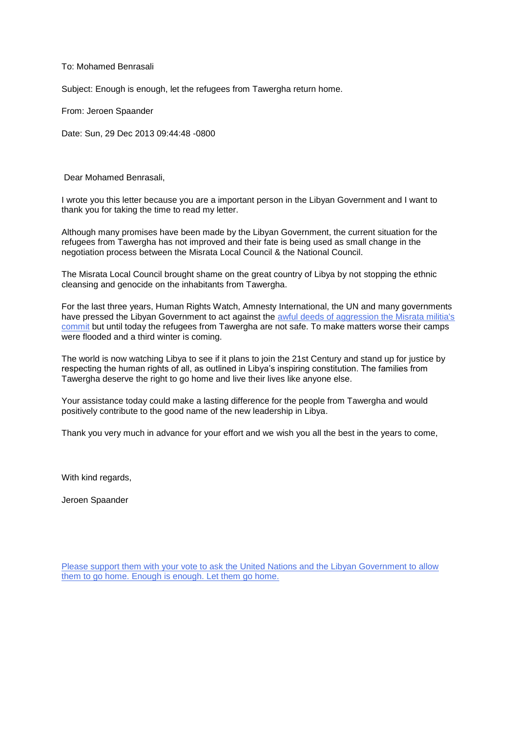To: Mohamed Benrasali

Subject: Enough is enough, let the refugees from Tawergha return home.

From: Jeroen Spaander

Date: Sun, 29 Dec 2013 09:44:48 -0800

Dear Mohamed Benrasali,

I wrote you this letter because you are a important person in the Libyan Government and I want to thank you for taking the time to read my letter.

Although many promises have been made by the Libyan Government, the current situation for the refugees from Tawergha has not improved and their fate is being used as small change in the negotiation process between the Misrata Local Council & the National Council.

The Misrata Local Council brought shame on the great country of Libya by not stopping the ethnic cleansing and genocide on the inhabitants from Tawergha.

For the last three years, Human Rights Watch, Amnesty International, the UN and many governments have pressed the Libyan Government to act against the awful deeds of aggression the Misrata militia's commit but until today the refugees from Tawergha are not safe. To make matters worse their camps were flooded and a third winter is coming.

The world is now watching Libya to see if it plans to join the 21st Century and stand up for justice by respecting the human rights of all, as outlined in Libya's inspiring constitution. The families from Tawergha deserve the right to go home and live their lives like anyone else.

Your assistance today could make a lasting difference for the people from Tawergha and would positively contribute to the good name of the new leadership in Libya.

Thank you very much in advance for your effort and we wish you all the best in the years to come,

With kind regards,

Jeroen Spaander

Please support them with your vote to ask the United Nations and the Libyan Government to allow them to go home. Enough is enough. Let them go home.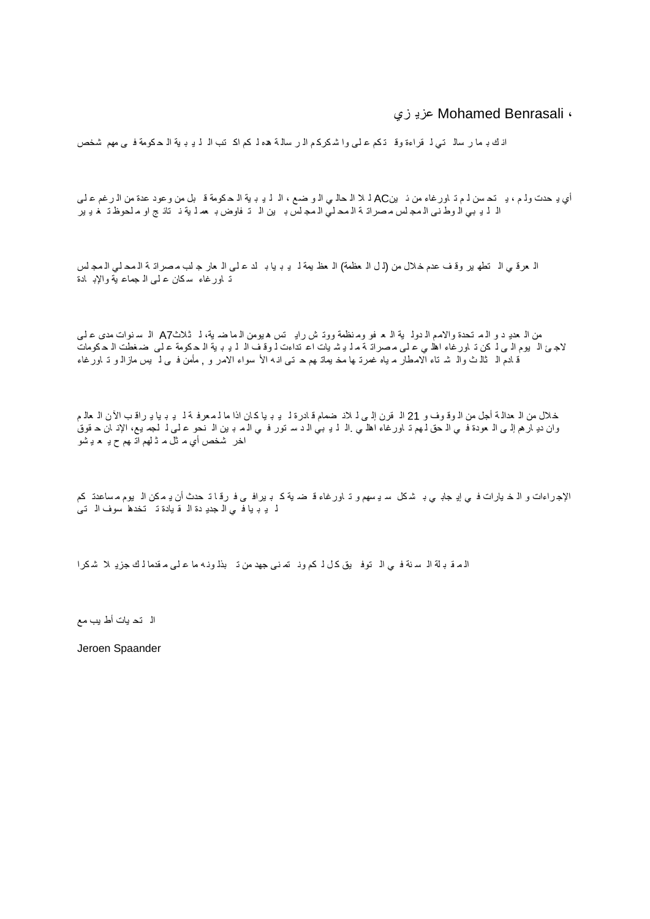عزيزي Mohamed Benrasali ،

شخص مهم في الحكومة الليبية اكتب لكم هذه الرسالة واشكركم على وقتكم لقراءة رسالتي بما انك

على الرغم من عدة وعود من قبل الحكومة الليبية ، الوضع الحالي للاACئين من تاورغاء لم يتحسن ، ولم يحدث أي
تغيير ملحوظة او نتائج بعملية التفاوض بين المجلس المحلي مصراتة المجلس الوطني الليبي

المجلس المحلي مصراتة جلب العار على بلد ليبيا العظيمة (للعظمة) من خلال عدم وقف التطهير العرقي
والإبادة الجماعية على سكان تاورغاء

على مدى السنوات ثلاثA7 الماضية، هيومن رايتس ووتش ومنظمة العفو الدولية والامم المتحدة و العديد من
الحكومات ضغطت على الحكومة الليبية لوقف اعتداءات مليشيات مصراتة على اهالي تاورغاء لكن الى اليوم لاجئ
تاورغاء و مازالو ليس في مأمن , و الامر سواء الأ انه حتى مخيماتهم غمرتها مياه الامطار والشتاء الثالث قادم

العالم الآن يراقب ليبيا لمعرفة ما اذا كان ليبيا قادرة للانضمام إلى القرن 21 و الوقوف من أجل العدالة من خلال
حقوق ان الإذ لجميع، على النحو المبين في الدستور الليبي. اهالي تاورغاء لهم الحق في العودة إلى ديارهم وان
يعيشو حياتهم مثلهم مثل أي شخص اخر

مساعدتكم اليوم يمكن أن حدث يرافق كيف قضية تاورغاء و سيسهم بشكل إيجابي في الخيارات و الإجراءات
التي سوف تتخذها القيادة الجديدة في ليبيا

شكرا جزيلا لك مقدما على ما تبذلونه من جهد وتمنى لكم كل التوفيق في السنة المقبلة

مع أطيب التحيات

Jeroen Spaander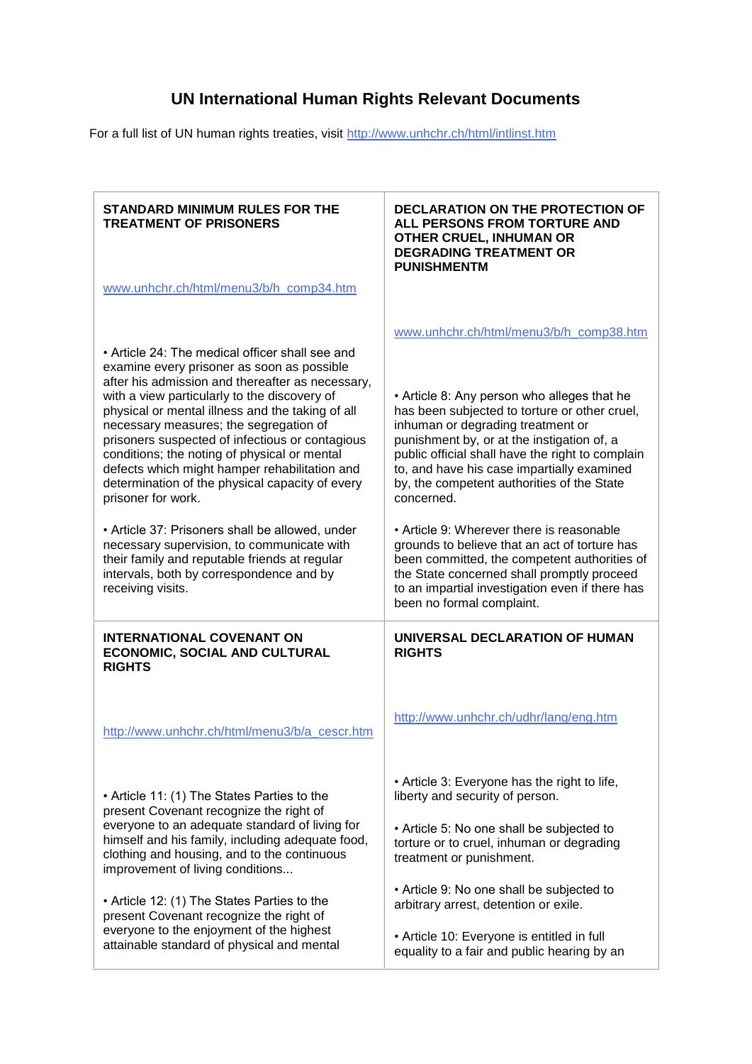# UN International Human Rights Relevant Documents

For a full list of UN human rights treaties, visit http://www.unhchr.ch/html/intlinst.htm

| | |
|---|---|
| **STANDARD MINIMUM RULES FOR THE TREATMENT OF PRISONERS**<br><br>www.unhchr.ch/html/menu3/b/h_comp34.htm<br><br>• Article 24: The medical officer shall see and examine every prisoner as soon as possible after his admission and thereafter as necessary, with a view particularly to the discovery of physical or mental illness and the taking of all necessary measures; the segregation of prisoners suspected of infectious or contagious conditions; the noting of physical or mental defects which might hamper rehabilitation and determination of the physical capacity of every prisoner for work.<br><br>• Article 37: Prisoners shall be allowed, under necessary supervision, to communicate with their family and reputable friends at regular intervals, both by correspondence and by receiving visits. | **DECLARATION ON THE PROTECTION OF ALL PERSONS FROM TORTURE AND OTHER CRUEL, INHUMAN OR DEGRADING TREATMENT OR PUNISHMENTM**<br><br>www.unhchr.ch/html/menu3/b/h_comp38.htm<br><br>• Article 8: Any person who alleges that he has been subjected to torture or other cruel, inhuman or degrading treatment or punishment by, or at the instigation of, a public official shall have the right to complain to, and have his case impartially examined by, the competent authorities of the State concerned.<br><br>• Article 9: Wherever there is reasonable grounds to believe that an act of torture has been committed, the competent authorities of the State concerned shall promptly proceed to an impartial investigation even if there has been no formal complaint. |
| **INTERNATIONAL COVENANT ON ECONOMIC, SOCIAL AND CULTURAL RIGHTS**<br><br>http://www.unhchr.ch/html/menu3/b/a_cescr.htm<br><br>• Article 11: (1) The States Parties to the present Covenant recognize the right of everyone to an adequate standard of living for himself and his family, including adequate food, clothing and housing, and to the continuous improvement of living conditions...<br><br>• Article 12: (1) The States Parties to the present Covenant recognize the right of everyone to the enjoyment of the highest attainable standard of physical and mental | **UNIVERSAL DECLARATION OF HUMAN RIGHTS**<br><br>http://www.unhchr.ch/udhr/lang/eng.htm<br><br>• Article 3: Everyone has the right to life, liberty and security of person.<br><br>• Article 5: No one shall be subjected to torture or to cruel, inhuman or degrading treatment or punishment.<br><br>• Article 9: No one shall be subjected to arbitrary arrest, detention or exile.<br><br>• Article 10: Everyone is entitled in full equality to a fair and public hearing by an |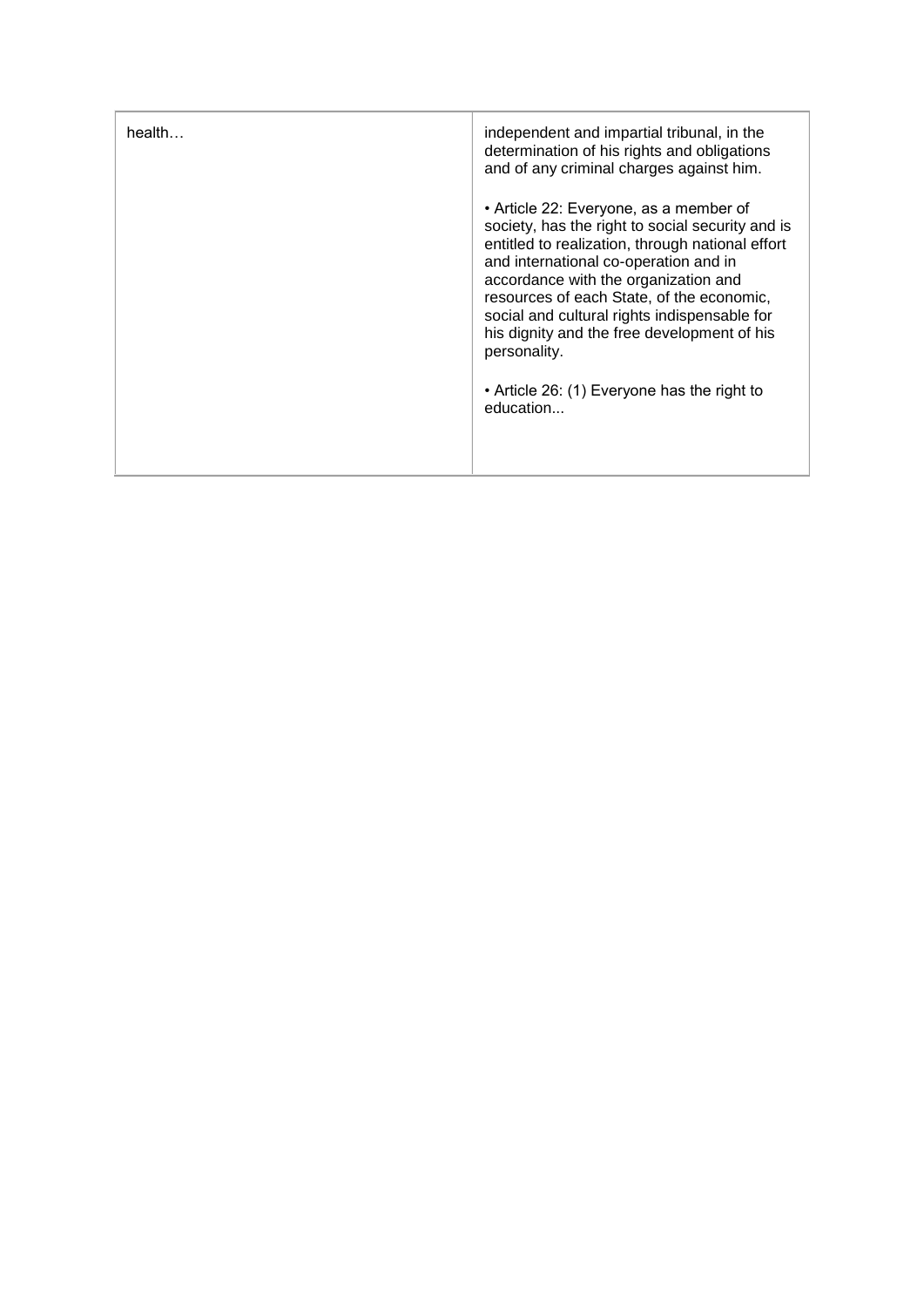| | |
|---|---|
| health… | independent and impartial tribunal, in the determination of his rights and obligations and of any criminal charges against him.<br><br>• Article 22: Everyone, as a member of society, has the right to social security and is entitled to realization, through national effort and international co-operation and in accordance with the organization and resources of each State, of the economic, social and cultural rights indispensable for his dignity and the free development of his personality.<br><br>• Article 26: (1) Everyone has the right to education... |